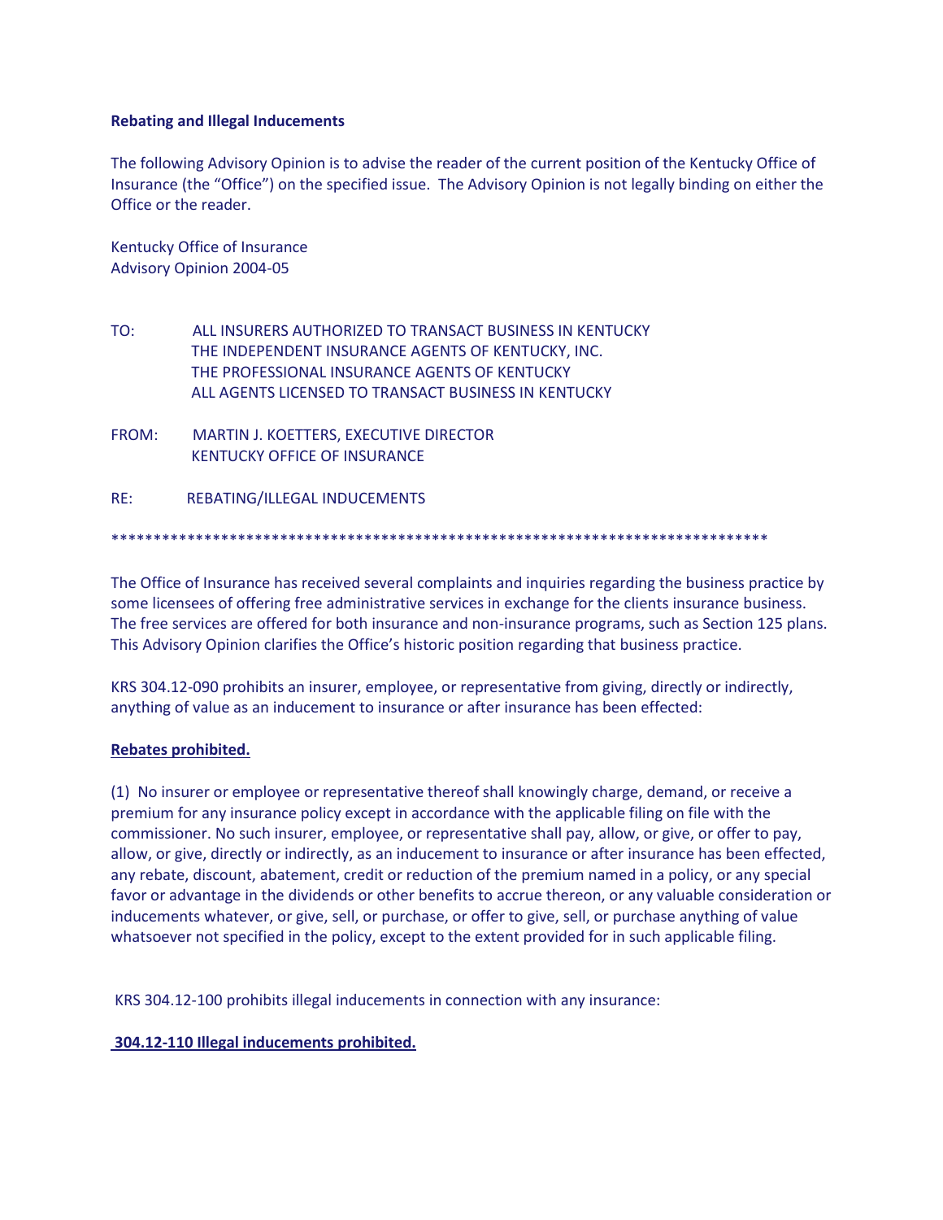**Rebating and Illegal Inducements**

The following Advisory Opinion is to advise the reader of the current position of the Kentucky Office of Insurance (the "Office") on the specified issue. The Advisory Opinion is not legally binding on either the Office or the reader.

Kentucky Office of Insurance
Advisory Opinion 2004-05

TO: ALL INSURERS AUTHORIZED TO TRANSACT BUSINESS IN KENTUCKY
THE INDEPENDENT INSURANCE AGENTS OF KENTUCKY, INC.
THE PROFESSIONAL INSURANCE AGENTS OF KENTUCKY
ALL AGENTS LICENSED TO TRANSACT BUSINESS IN KENTUCKY

FROM: MARTIN J. KOETTERS, EXECUTIVE DIRECTOR
KENTUCKY OFFICE OF INSURANCE

RE: REBATING/ILLEGAL INDUCEMENTS

********************************************************************************

The Office of Insurance has received several complaints and inquiries regarding the business practice by some licensees of offering free administrative services in exchange for the clients insurance business. The free services are offered for both insurance and non-insurance programs, such as Section 125 plans. This Advisory Opinion clarifies the Office's historic position regarding that business practice.

KRS 304.12-090 prohibits an insurer, employee, or representative from giving, directly or indirectly, anything of value as an inducement to insurance or after insurance has been effected:

**Rebates prohibited.**

(1) No insurer or employee or representative thereof shall knowingly charge, demand, or receive a premium for any insurance policy except in accordance with the applicable filing on file with the commissioner. No such insurer, employee, or representative shall pay, allow, or give, or offer to pay, allow, or give, directly or indirectly, as an inducement to insurance or after insurance has been effected, any rebate, discount, abatement, credit or reduction of the premium named in a policy, or any special favor or advantage in the dividends or other benefits to accrue thereon, or any valuable consideration or inducements whatever, or give, sell, or purchase, or offer to give, sell, or purchase anything of value whatsoever not specified in the policy, except to the extent provided for in such applicable filing.

KRS 304.12-100 prohibits illegal inducements in connection with any insurance:

**304.12-110 Illegal inducements prohibited.**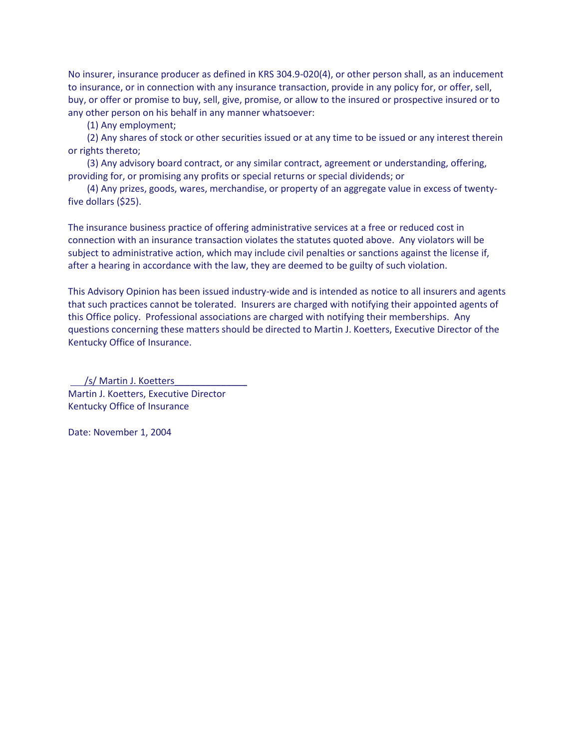No insurer, insurance producer as defined in KRS 304.9-020(4), or other person shall, as an inducement to insurance, or in connection with any insurance transaction, provide in any policy for, or offer, sell, buy, or offer or promise to buy, sell, give, promise, or allow to the insured or prospective insured or to any other person on his behalf in any manner whatsoever:

(1) Any employment;

(2) Any shares of stock or other securities issued or at any time to be issued or any interest therein or rights thereto;

(3) Any advisory board contract, or any similar contract, agreement or understanding, offering, providing for, or promising any profits or special returns or special dividends; or

(4) Any prizes, goods, wares, merchandise, or property of an aggregate value in excess of twenty-five dollars ($25).

The insurance business practice of offering administrative services at a free or reduced cost in connection with an insurance transaction violates the statutes quoted above. Any violators will be subject to administrative action, which may include civil penalties or sanctions against the license if, after a hearing in accordance with the law, they are deemed to be guilty of such violation.

This Advisory Opinion has been issued industry-wide and is intended as notice to all insurers and agents that such practices cannot be tolerated. Insurers are charged with notifying their appointed agents of this Office policy. Professional associations are charged with notifying their memberships. Any questions concerning these matters should be directed to Martin J. Koetters, Executive Director of the Kentucky Office of Insurance.

/s/ Martin J. Koetters

Martin J. Koetters, Executive Director
Kentucky Office of Insurance

Date: November 1, 2004